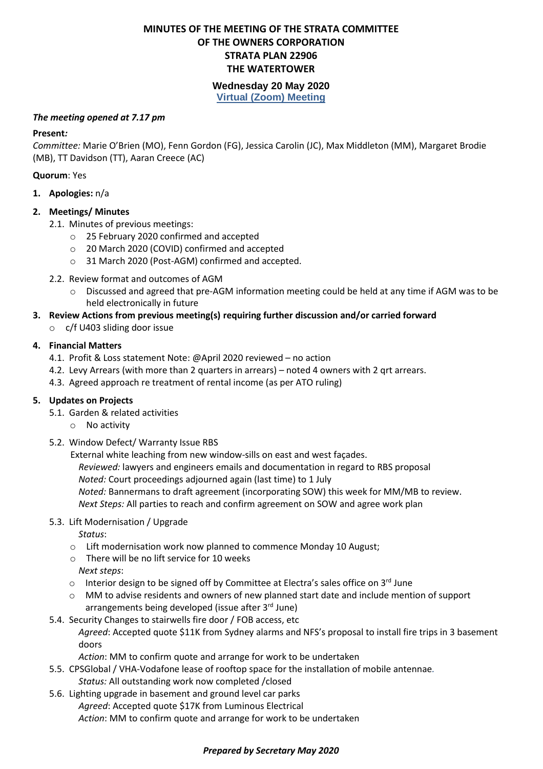# MINUTES OF THE MEETING OF THE STRATA COMMITTEE OF THE OWNERS CORPORATION STRATA PLAN 22906 THE WATERTOWER

**Wednesday 20 May 2020**

**Virtual (Zoom) Meeting**

***The meeting opened at 7.17 pm***

**Present*:***

*Committee:* Marie O'Brien (MO), Fenn Gordon (FG), Jessica Carolin (JC), Max Middleton (MM), Margaret Brodie (MB), TT Davidson (TT), Aaran Creece (AC)

**Quorum**: Yes

1. **Apologies:** n/a

2. **Meetings/ Minutes**
   - 2.1. Minutes of previous meetings:
     - 25 February 2020 confirmed and accepted
     - 20 March 2020 (COVID) confirmed and accepted
     - 31 March 2020 (Post-AGM) confirmed and accepted.
   - 2.2. Review format and outcomes of AGM
     - Discussed and agreed that pre-AGM information meeting could be held at any time if AGM was to be held electronically in future

3. **Review Actions from previous meeting(s) requiring further discussion and/or carried forward**
   - c/f U403 sliding door issue

4. **Financial Matters**
   - 4.1. Profit & Loss statement Note: @April 2020 reviewed – no action
   - 4.2. Levy Arrears (with more than 2 quarters in arrears) – noted 4 owners with 2 qrt arrears.
   - 4.3. Agreed approach re treatment of rental income (as per ATO ruling)

5. **Updates on Projects**
   - 5.1. Garden & related activities
     - No activity
   - 5.2. Window Defect/ Warranty Issue RBS

     External white leaching from new window-sills on east and west façades.

     *Reviewed:* lawyers and engineers emails and documentation in regard to RBS proposal

     *Noted:* Court proceedings adjourned again (last time) to 1 July

     *Noted:* Bannermans to draft agreement (incorporating SOW) this week for MM/MB to review.

     *Next Steps:* All parties to reach and confirm agreement on SOW and agree work plan
   - 5.3. Lift Modernisation / Upgrade

     *Status*:
     - Lift modernisation work now planned to commence Monday 10 August;
     - There will be no lift service for 10 weeks

     *Next steps*:
     - Interior design to be signed off by Committee at Electra's sales office on 3rd June
     - MM to advise residents and owners of new planned start date and include mention of support arrangements being developed (issue after 3rd June)
   - 5.4. Security Changes to stairwells fire door / FOB access, etc

     *Agreed*: Accepted quote $11K from Sydney alarms and NFS's proposal to install fire trips in 3 basement doors

     *Action*: MM to confirm quote and arrange for work to be undertaken
   - 5.5. CPSGlobal / VHA-Vodafone lease of rooftop space for the installation of mobile antennae.

     *Status:* All outstanding work now completed /closed
   - 5.6. Lighting upgrade in basement and ground level car parks

     *Agreed*: Accepted quote $17K from Luminous Electrical

     *Action*: MM to confirm quote and arrange for work to be undertaken

***Prepared by Secretary May 2020***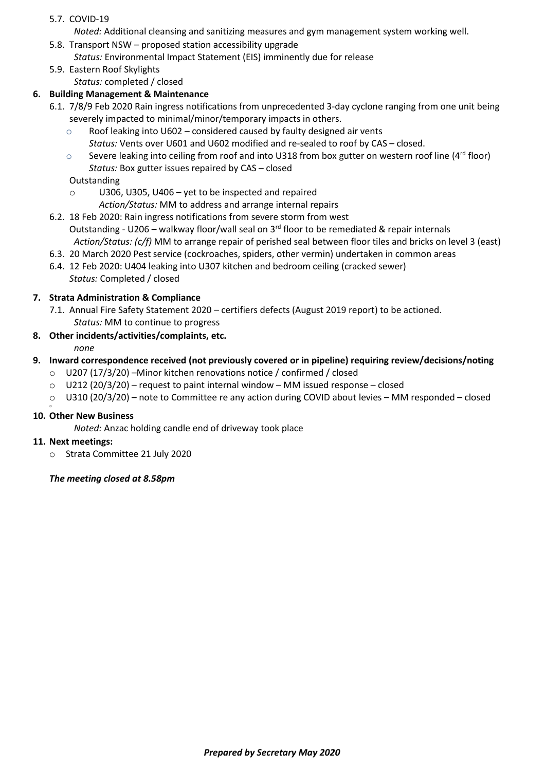5.7. COVID-19

*Noted:* Additional cleansing and sanitizing measures and gym management system working well.

5.8. Transport NSW – proposed station accessibility upgrade

*Status:* Environmental Impact Statement (EIS) imminently due for release

5.9. Eastern Roof Skylights

*Status:* completed / closed

**6. Building Management & Maintenance**

6.1. 7/8/9 Feb 2020 Rain ingress notifications from unprecedented 3-day cyclone ranging from one unit being severely impacted to minimal/minor/temporary impacts in others.

- Roof leaking into U602 – considered caused by faulty designed air vents
  *Status:* Vents over U601 and U602 modified and re-sealed to roof by CAS – closed.
- Severe leaking into ceiling from roof and into U318 from box gutter on western roof line (4th floor)
  *Status:* Box gutter issues repaired by CAS – closed

Outstanding

- U306, U305, U406 – yet to be inspected and repaired
  *Action/Status:* MM to address and arrange internal repairs

6.2. 18 Feb 2020: Rain ingress notifications from severe storm from west

Outstanding - U206 – walkway floor/wall seal on 3rd floor to be remediated & repair internals

*Action/Status: (c/f)* MM to arrange repair of perished seal between floor tiles and bricks on level 3 (east)

6.3. 20 March 2020 Pest service (cockroaches, spiders, other vermin) undertaken in common areas

6.4. 12 Feb 2020: U404 leaking into U307 kitchen and bedroom ceiling (cracked sewer)

*Status:* Completed / closed

**7. Strata Administration & Compliance**

7.1. Annual Fire Safety Statement 2020 – certifiers defects (August 2019 report) to be actioned.

*Status:* MM to continue to progress

**8. Other incidents/activities/complaints, etc.**

*none*

**9. Inward correspondence received (not previously covered or in pipeline) requiring review/decisions/noting**

- U207 (17/3/20) –Minor kitchen renovations notice / confirmed / closed
- U212 (20/3/20) – request to paint internal window – MM issued response – closed
- U310 (20/3/20) – note to Committee re any action during COVID about levies – MM responded – closed

**10. Other New Business**

*Noted:* Anzac holding candle end of driveway took place

**11. Next meetings:**

- Strata Committee 21 July 2020

***The meeting closed at 8.58pm***

***Prepared by Secretary May 2020***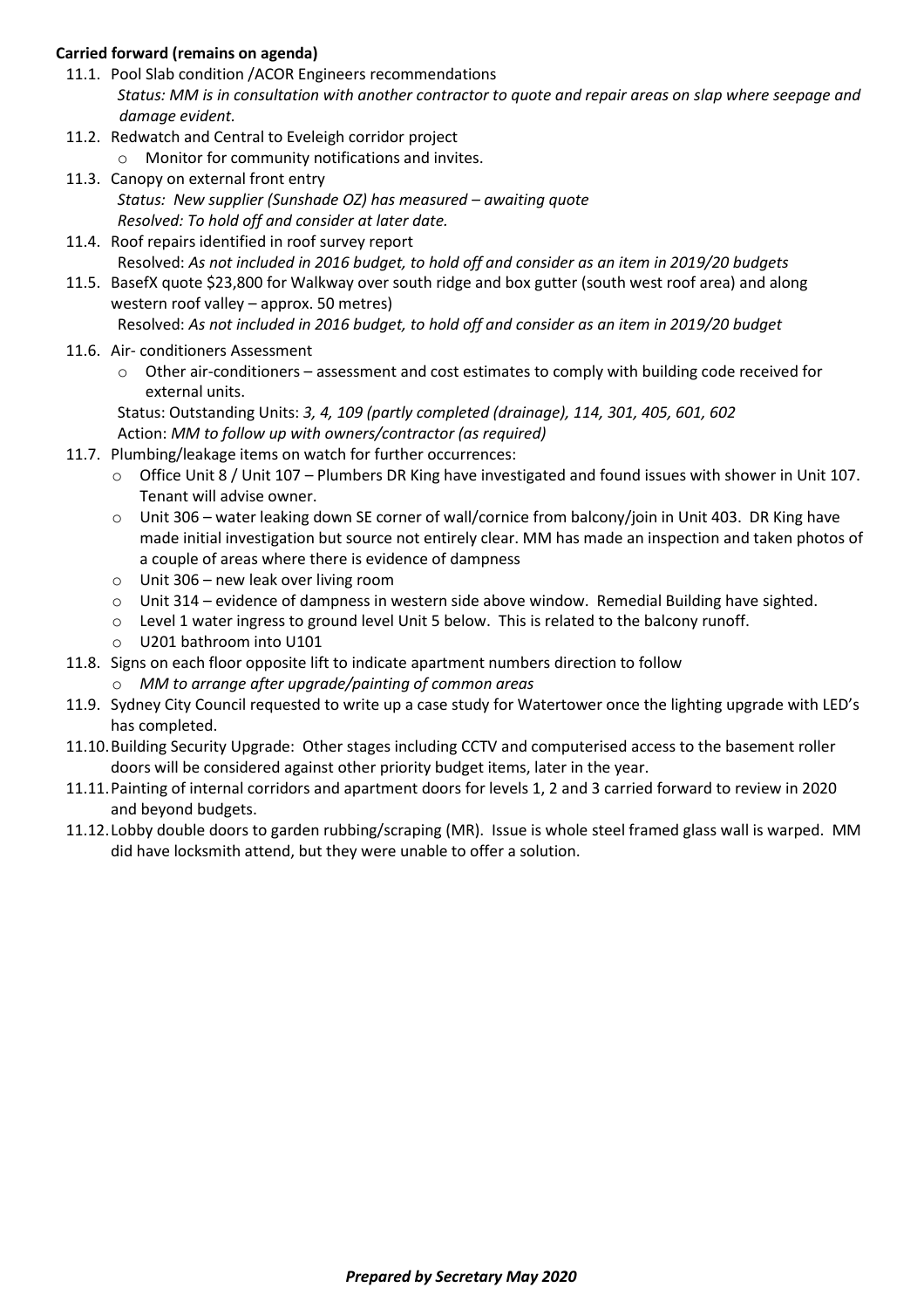**Carried forward (remains on agenda)**

11.1. Pool Slab condition /ACOR Engineers recommendations
*Status: MM is in consultation with another contractor to quote and repair areas on slap where seepage and damage evident.*

11.2. Redwatch and Central to Eveleigh corridor project
- Monitor for community notifications and invites.

11.3. Canopy on external front entry
*Status: New supplier (Sunshade OZ) has measured – awaiting quote*
*Resolved: To hold off and consider at later date.*

11.4. Roof repairs identified in roof survey report
Resolved: *As not included in 2016 budget, to hold off and consider as an item in 2019/20 budgets*

11.5. BasefX quote $23,800 for Walkway over south ridge and box gutter (south west roof area) and along western roof valley – approx. 50 metres)
Resolved: *As not included in 2016 budget, to hold off and consider as an item in 2019/20 budget*

11.6. Air- conditioners Assessment
- Other air-conditioners – assessment and cost estimates to comply with building code received for external units.

Status: Outstanding Units: *3, 4, 109 (partly completed (drainage), 114, 301, 405, 601, 602*
Action: *MM to follow up with owners/contractor (as required)*

11.7. Plumbing/leakage items on watch for further occurrences:
- Office Unit 8 / Unit 107 – Plumbers DR King have investigated and found issues with shower in Unit 107. Tenant will advise owner.
- Unit 306 – water leaking down SE corner of wall/cornice from balcony/join in Unit 403. DR King have made initial investigation but source not entirely clear. MM has made an inspection and taken photos of a couple of areas where there is evidence of dampness
- Unit 306 – new leak over living room
- Unit 314 – evidence of dampness in western side above window. Remedial Building have sighted.
- Level 1 water ingress to ground level Unit 5 below. This is related to the balcony runoff.
- U201 bathroom into U101

11.8. Signs on each floor opposite lift to indicate apartment numbers direction to follow
- *MM to arrange after upgrade/painting of common areas*

11.9. Sydney City Council requested to write up a case study for Watertower once the lighting upgrade with LED's has completed.

11.10. Building Security Upgrade: Other stages including CCTV and computerised access to the basement roller doors will be considered against other priority budget items, later in the year.

11.11. Painting of internal corridors and apartment doors for levels 1, 2 and 3 carried forward to review in 2020 and beyond budgets.

11.12. Lobby double doors to garden rubbing/scraping (MR). Issue is whole steel framed glass wall is warped. MM did have locksmith attend, but they were unable to offer a solution.

***Prepared by Secretary May 2020***